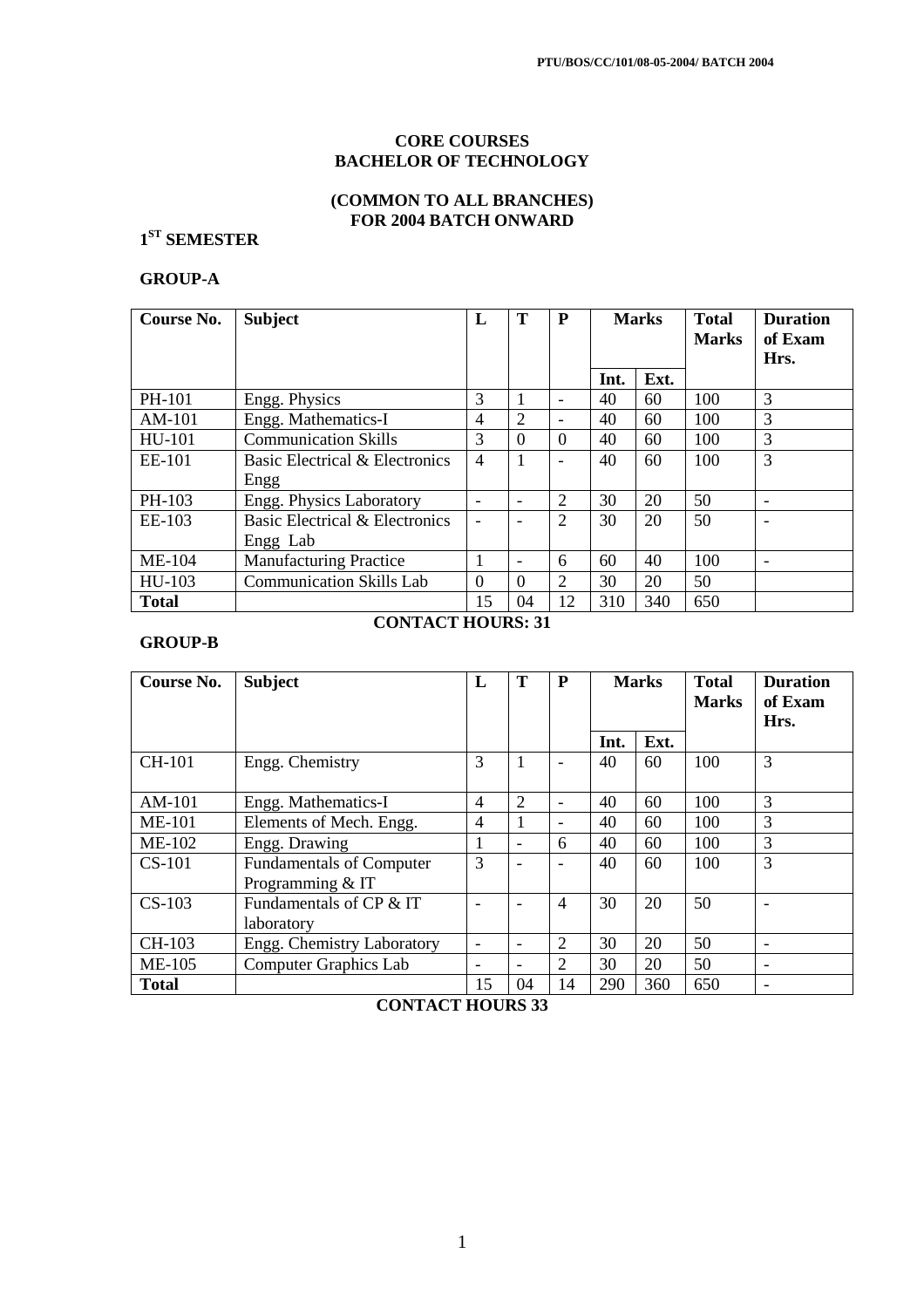PTU/BOS/CC/101/08-05-2004/ BATCH 2004

# CORE COURSES
# BACHELOR OF TECHNOLOGY

## (COMMON TO ALL BRANCHES)
## FOR 2004 BATCH ONWARD

### 1ST SEMESTER

### GROUP-A

| Course No. | Subject | L | T | P | Marks | | Total Marks | Duration of Exam Hrs. |
|---|---|---|---|---|---|---|---|---|
| | | | | | Int. | Ext. | | |
| PH-101 | Engg. Physics | 3 | 1 | - | 40 | 60 | 100 | 3 |
| AM-101 | Engg. Mathematics-I | 4 | 2 | - | 40 | 60 | 100 | 3 |
| HU-101 | Communication Skills | 3 | 0 | 0 | 40 | 60 | 100 | 3 |
| EE-101 | Basic Electrical & Electronics Engg | 4 | 1 | - | 40 | 60 | 100 | 3 |
| PH-103 | Engg. Physics Laboratory | - | - | 2 | 30 | 20 | 50 | - |
| EE-103 | Basic Electrical & Electronics Engg Lab | - | - | 2 | 30 | 20 | 50 | - |
| ME-104 | Manufacturing Practice | 1 | - | 6 | 60 | 40 | 100 | - |
| HU-103 | Communication Skills Lab | 0 | 0 | 2 | 30 | 20 | 50 | |
| **Total** | | 15 | 04 | 12 | 310 | 340 | 650 | |

**CONTACT HOURS: 31**

### GROUP-B

| Course No. | Subject | L | T | P | Marks | | Total Marks | Duration of Exam Hrs. |
|---|---|---|---|---|---|---|---|---|
| | | | | | Int. | Ext. | | |
| CH-101 | Engg. Chemistry | 3 | 1 | - | 40 | 60 | 100 | 3 |
| AM-101 | Engg. Mathematics-I | 4 | 2 | - | 40 | 60 | 100 | 3 |
| ME-101 | Elements of Mech. Engg. | 4 | 1 | - | 40 | 60 | 100 | 3 |
| ME-102 | Engg. Drawing | 1 | - | 6 | 40 | 60 | 100 | 3 |
| CS-101 | Fundamentals of Computer Programming & IT | 3 | - | - | 40 | 60 | 100 | 3 |
| CS-103 | Fundamentals of CP & IT laboratory | - | - | 4 | 30 | 20 | 50 | - |
| CH-103 | Engg. Chemistry Laboratory | - | - | 2 | 30 | 20 | 50 | - |
| ME-105 | Computer Graphics Lab | - | - | 2 | 30 | 20 | 50 | - |
| **Total** | | 15 | 04 | 14 | 290 | 360 | 650 | - |

**CONTACT HOURS 33**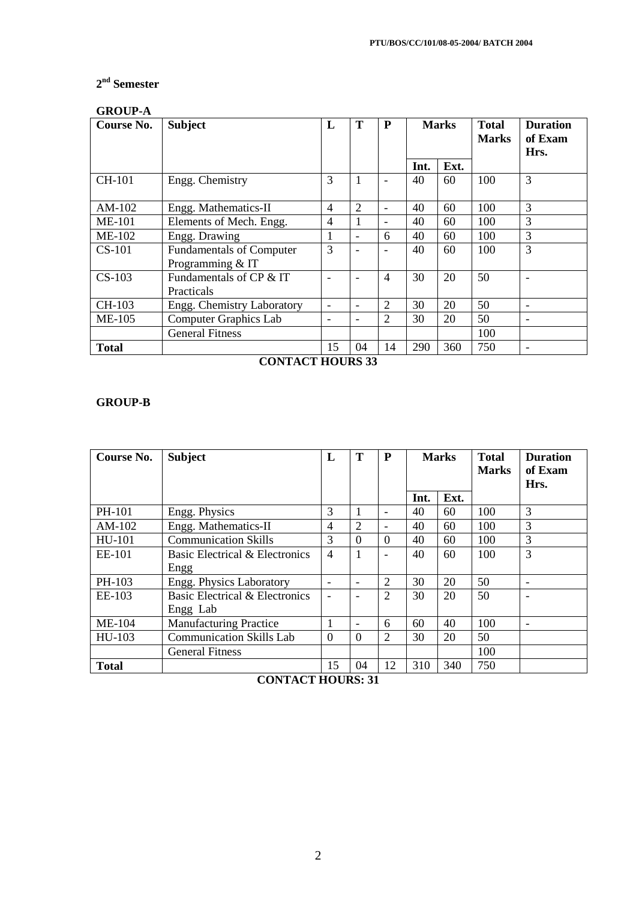## 2nd Semester

### GROUP-A

| Course No. | Subject | L | T | P | Marks | | Total Marks | Duration of Exam Hrs. |
|---|---|---|---|---|---|---|---|---|
| | | | | | Int. | Ext. | | |
| CH-101 | Engg. Chemistry | 3 | 1 | - | 40 | 60 | 100 | 3 |
| AM-102 | Engg. Mathematics-II | 4 | 2 | - | 40 | 60 | 100 | 3 |
| ME-101 | Elements of Mech. Engg. | 4 | 1 | - | 40 | 60 | 100 | 3 |
| ME-102 | Engg. Drawing | 1 | - | 6 | 40 | 60 | 100 | 3 |
| CS-101 | Fundamentals of Computer Programming & IT | 3 | - | - | 40 | 60 | 100 | 3 |
| CS-103 | Fundamentals of CP & IT Practicals | - | - | 4 | 30 | 20 | 50 | - |
| CH-103 | Engg. Chemistry Laboratory | - | - | 2 | 30 | 20 | 50 | - |
| ME-105 | Computer Graphics Lab | - | - | 2 | 30 | 20 | 50 | - |
| | General Fitness | | | | | | 100 | |
| **Total** | | 15 | 04 | 14 | 290 | 360 | 750 | - |

**CONTACT HOURS 33**

### GROUP-B

| Course No. | Subject | L | T | P | Marks | | Total Marks | Duration of Exam Hrs. |
|---|---|---|---|---|---|---|---|---|
| | | | | | Int. | Ext. | | |
| PH-101 | Engg. Physics | 3 | 1 | - | 40 | 60 | 100 | 3 |
| AM-102 | Engg. Mathematics-II | 4 | 2 | - | 40 | 60 | 100 | 3 |
| HU-101 | Communication Skills | 3 | 0 | 0 | 40 | 60 | 100 | 3 |
| EE-101 | Basic Electrical & Electronics Engg | 4 | 1 | - | 40 | 60 | 100 | 3 |
| PH-103 | Engg. Physics Laboratory | - | - | 2 | 30 | 20 | 50 | - |
| EE-103 | Basic Electrical & Electronics Engg Lab | - | - | 2 | 30 | 20 | 50 | - |
| ME-104 | Manufacturing Practice | 1 | - | 6 | 60 | 40 | 100 | - |
| HU-103 | Communication Skills Lab | 0 | 0 | 2 | 30 | 20 | 50 | |
| | General Fitness | | | | | | 100 | |
| **Total** | | 15 | 04 | 12 | 310 | 340 | 750 | |

**CONTACT HOURS: 31**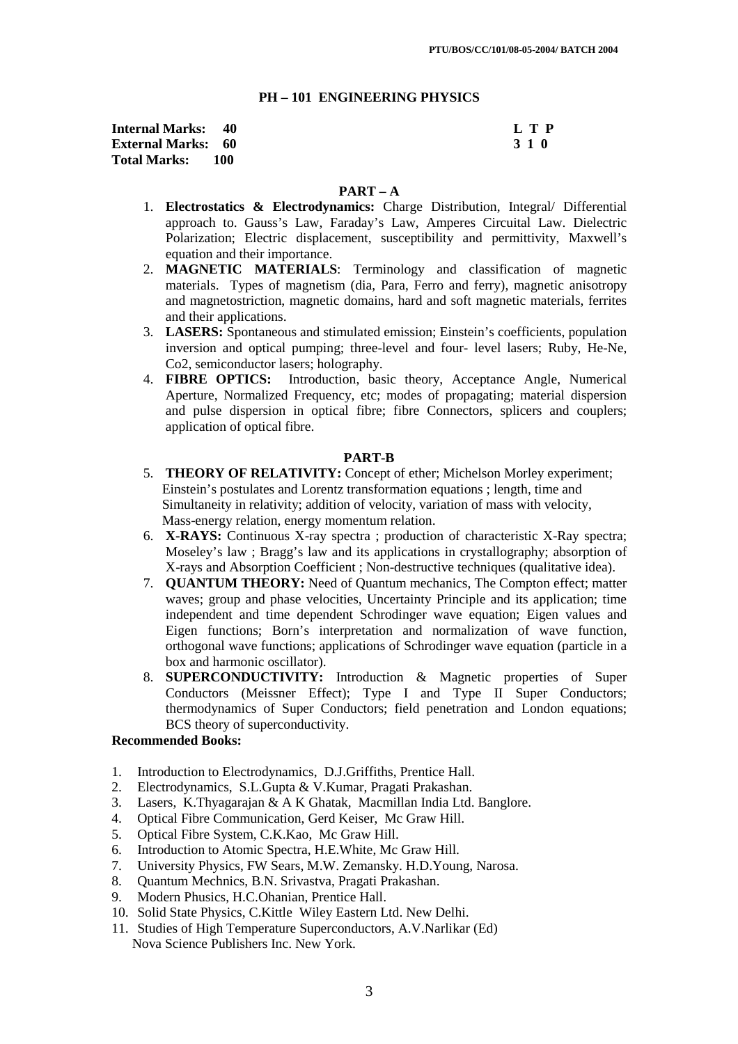PTU/BOS/CC/101/08-05-2004/ BATCH 2004

## PH – 101 ENGINEERING PHYSICS

| | | |
|---|---|---|
| **Internal Marks: 40** | | **L T P** |
| **External Marks: 60** | | **3 1 0** |
| **Total Marks: 100** | | |

### PART – A

1. **Electrostatics & Electrodynamics:** Charge Distribution, Integral/ Differential approach to. Gauss's Law, Faraday's Law, Amperes Circuital Law. Dielectric Polarization; Electric displacement, susceptibility and permittivity, Maxwell's equation and their importance.
2. **MAGNETIC MATERIALS**: Terminology and classification of magnetic materials. Types of magnetism (dia, Para, Ferro and ferry), magnetic anisotropy and magnetostriction, magnetic domains, hard and soft magnetic materials, ferrites and their applications.
3. **LASERS:** Spontaneous and stimulated emission; Einstein's coefficients, population inversion and optical pumping; three-level and four- level lasers; Ruby, He-Ne, Co2, semiconductor lasers; holography.
4. **FIBRE OPTICS:** Introduction, basic theory, Acceptance Angle, Numerical Aperture, Normalized Frequency, etc; modes of propagating; material dispersion and pulse dispersion in optical fibre; fibre Connectors, splicers and couplers; application of optical fibre.

### PART-B

5. **THEORY OF RELATIVITY:** Concept of ether; Michelson Morley experiment; Einstein's postulates and Lorentz transformation equations ; length, time and Simultaneity in relativity; addition of velocity, variation of mass with velocity, Mass-energy relation, energy momentum relation.
6. **X-RAYS:** Continuous X-ray spectra ; production of characteristic X-Ray spectra; Moseley's law ; Bragg's law and its applications in crystallography; absorption of X-rays and Absorption Coefficient ; Non-destructive techniques (qualitative idea).
7. **QUANTUM THEORY:** Need of Quantum mechanics, The Compton effect; matter waves; group and phase velocities, Uncertainty Principle and its application; time independent and time dependent Schrodinger wave equation; Eigen values and Eigen functions; Born's interpretation and normalization of wave function, orthogonal wave functions; applications of Schrodinger wave equation (particle in a box and harmonic oscillator).
8. **SUPERCONDUCTIVITY:** Introduction & Magnetic properties of Super Conductors (Meissner Effect); Type I and Type II Super Conductors; thermodynamics of Super Conductors; field penetration and London equations; BCS theory of superconductivity.

**Recommended Books:**

1. Introduction to Electrodynamics, D.J.Griffiths, Prentice Hall.
2. Electrodynamics, S.L.Gupta & V.Kumar, Pragati Prakashan.
3. Lasers, K.Thyagarajan & A K Ghatak, Macmillan India Ltd. Banglore.
4. Optical Fibre Communication, Gerd Keiser, Mc Graw Hill.
5. Optical Fibre System, C.K.Kao, Mc Graw Hill.
6. Introduction to Atomic Spectra, H.E.White, Mc Graw Hill.
7. University Physics, FW Sears, M.W. Zemansky. H.D.Young, Narosa.
8. Quantum Mechnics, B.N. Srivastva, Pragati Prakashan.
9. Modern Phusics, H.C.Ohanian, Prentice Hall.
10. Solid State Physics, C.Kittle Wiley Eastern Ltd. New Delhi.
11. Studies of High Temperature Superconductors, A.V.Narlikar (Ed) Nova Science Publishers Inc. New York.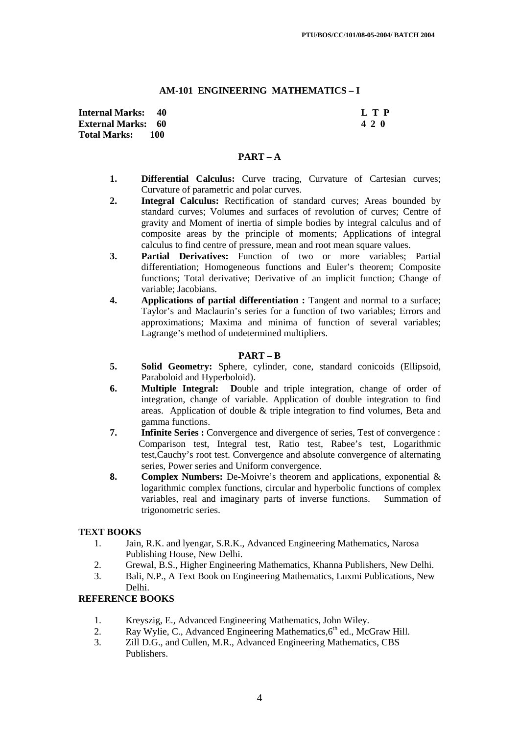## AM-101 ENGINEERING MATHEMATICS – I

| | |
|---|---|
| **Internal Marks: 40** | **L T P** |
| **External Marks: 60** | **4 2 0** |
| **Total Marks: 100** | |

### PART – A

1. **Differential Calculus:** Curve tracing, Curvature of Cartesian curves; Curvature of parametric and polar curves.
2. **Integral Calculus:** Rectification of standard curves; Areas bounded by standard curves; Volumes and surfaces of revolution of curves; Centre of gravity and Moment of inertia of simple bodies by integral calculus and of composite areas by the principle of moments; Applications of integral calculus to find centre of pressure, mean and root mean square values.
3. **Partial Derivatives:** Function of two or more variables; Partial differentiation; Homogeneous functions and Euler's theorem; Composite functions; Total derivative; Derivative of an implicit function; Change of variable; Jacobians.
4. **Applications of partial differentiation :** Tangent and normal to a surface; Taylor's and Maclaurin's series for a function of two variables; Errors and approximations; Maxima and minima of function of several variables; Lagrange's method of undetermined multipliers.

### PART – B

5. **Solid Geometry:** Sphere, cylinder, cone, standard conicoids (Ellipsoid, Paraboloid and Hyperboloid).
6. **Multiple Integral: D**ouble and triple integration, change of order of integration, change of variable. Application of double integration to find areas. Application of double & triple integration to find volumes, Beta and gamma functions.
7. **Infinite Series :** Convergence and divergence of series, Test of convergence : Comparison test, Integral test, Ratio test, Rabee's test, Logarithmic test,Cauchy's root test. Convergence and absolute convergence of alternating series, Power series and Uniform convergence.
8. **Complex Numbers:** De-Moivre's theorem and applications, exponential & logarithmic complex functions, circular and hyperbolic functions of complex variables, real and imaginary parts of inverse functions. Summation of trigonometric series.

### TEXT BOOKS

1. Jain, R.K. and lyengar, S.R.K., Advanced Engineering Mathematics, Narosa Publishing House, New Delhi.
2. Grewal, B.S., Higher Engineering Mathematics, Khanna Publishers, New Delhi.
3. Bali, N.P., A Text Book on Engineering Mathematics, Luxmi Publications, New Delhi.

### REFERENCE BOOKS

1. Kreyszig, E., Advanced Engineering Mathematics, John Wiley.
2. Ray Wylie, C., Advanced Engineering Mathematics,6th ed., McGraw Hill.
3. Zill D.G., and Cullen, M.R., Advanced Engineering Mathematics, CBS Publishers.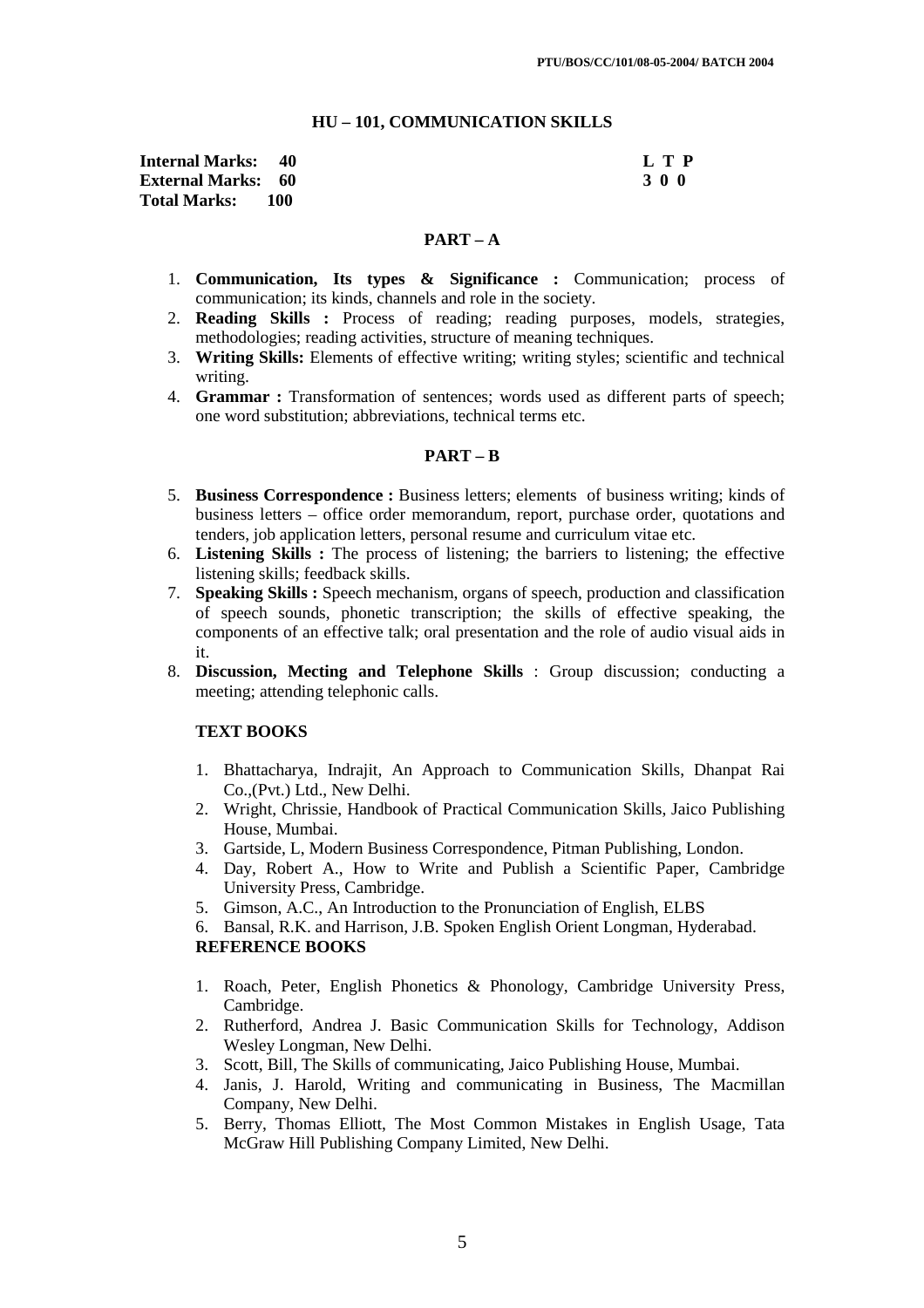## HU – 101, COMMUNICATION SKILLS

| **Internal Marks:** | **40** | **L T P** |
|---|---|---|
| **External Marks:** | **60** | **3 0 0** |
| **Total Marks:** | **100** | |

### PART – A

1. **Communication, Its types & Significance :** Communication; process of communication; its kinds, channels and role in the society.
2. **Reading Skills :** Process of reading; reading purposes, models, strategies, methodologies; reading activities, structure of meaning techniques.
3. **Writing Skills:** Elements of effective writing; writing styles; scientific and technical writing.
4. **Grammar :** Transformation of sentences; words used as different parts of speech; one word substitution; abbreviations, technical terms etc.

### PART – B

5. **Business Correspondence :** Business letters; elements of business writing; kinds of business letters – office order memorandum, report, purchase order, quotations and tenders, job application letters, personal resume and curriculum vitae etc.
6. **Listening Skills :** The process of listening; the barriers to listening; the effective listening skills; feedback skills.
7. **Speaking Skills :** Speech mechanism, organs of speech, production and classification of speech sounds, phonetic transcription; the skills of effective speaking, the components of an effective talk; oral presentation and the role of audio visual aids in it.
8. **Discussion, Mecting and Telephone Skills** : Group discussion; conducting a meeting; attending telephonic calls.

### TEXT BOOKS

1. Bhattacharya, Indrajit, An Approach to Communication Skills, Dhanpat Rai Co.,(Pvt.) Ltd., New Delhi.
2. Wright, Chrissie, Handbook of Practical Communication Skills, Jaico Publishing House, Mumbai.
3. Gartside, L, Modern Business Correspondence, Pitman Publishing, London.
4. Day, Robert A., How to Write and Publish a Scientific Paper, Cambridge University Press, Cambridge.
5. Gimson, A.C., An Introduction to the Pronunciation of English, ELBS
6. Bansal, R.K. and Harrison, J.B. Spoken English Orient Longman, Hyderabad.

### REFERENCE BOOKS

1. Roach, Peter, English Phonetics & Phonology, Cambridge University Press, Cambridge.
2. Rutherford, Andrea J. Basic Communication Skills for Technology, Addison Wesley Longman, New Delhi.
3. Scott, Bill, The Skills of communicating, Jaico Publishing House, Mumbai.
4. Janis, J. Harold, Writing and communicating in Business, The Macmillan Company, New Delhi.
5. Berry, Thomas Elliott, The Most Common Mistakes in English Usage, Tata McGraw Hill Publishing Company Limited, New Delhi.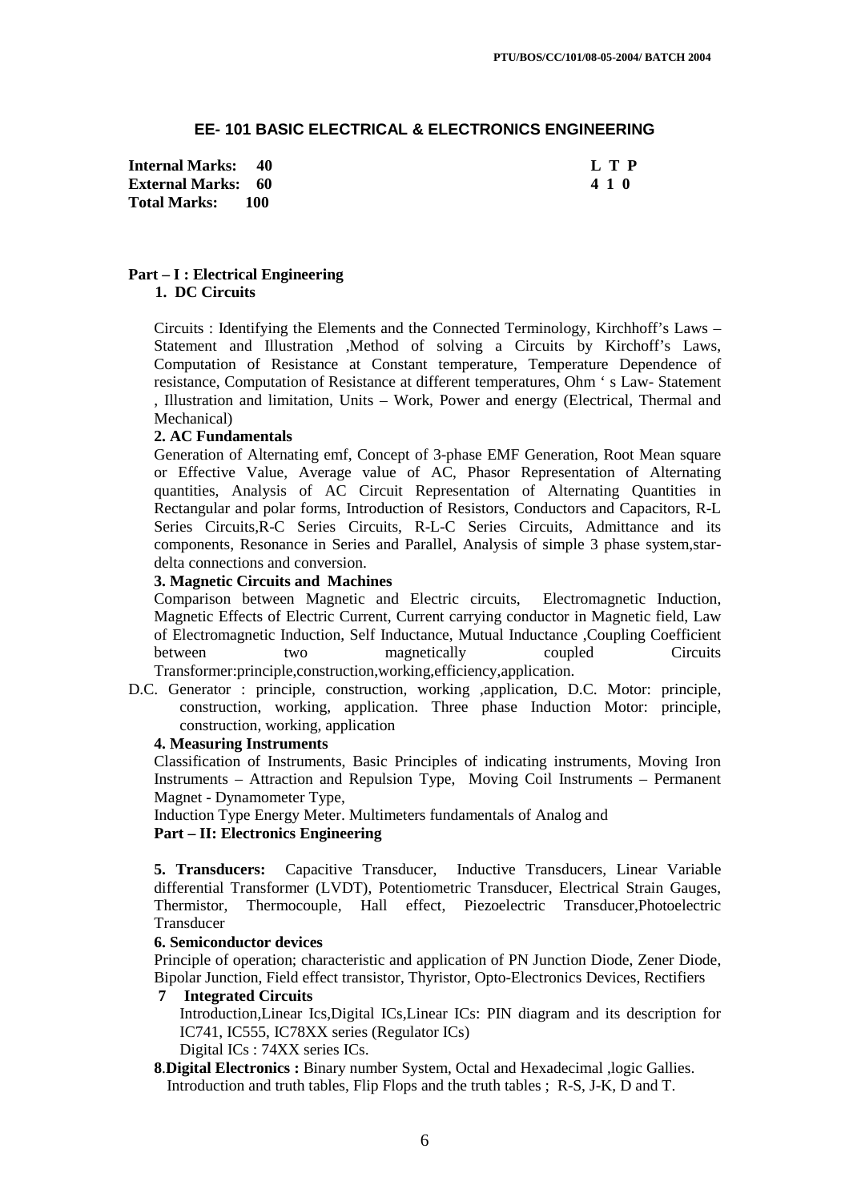# EE- 101 BASIC ELECTRICAL & ELECTRONICS ENGINEERING

| | |
|---|---|
| **Internal Marks: 40** | **L T P** |
| **External Marks: 60** | **4 1 0** |
| **Total Marks: 100** | |

## Part – I : Electrical Engineering

### 1. DC Circuits

Circuits : Identifying the Elements and the Connected Terminology, Kirchhoff's Laws – Statement and Illustration ,Method of solving a Circuits by Kirchoff's Laws, Computation of Resistance at Constant temperature, Temperature Dependence of resistance, Computation of Resistance at different temperatures, Ohm ' s Law- Statement , Illustration and limitation, Units – Work, Power and energy (Electrical, Thermal and Mechanical)

### 2. AC Fundamentals

Generation of Alternating emf, Concept of 3-phase EMF Generation, Root Mean square or Effective Value, Average value of AC, Phasor Representation of Alternating quantities, Analysis of AC Circuit Representation of Alternating Quantities in Rectangular and polar forms, Introduction of Resistors, Conductors and Capacitors, R-L Series Circuits,R-C Series Circuits, R-L-C Series Circuits, Admittance and its components, Resonance in Series and Parallel, Analysis of simple 3 phase system,star-delta connections and conversion.

### 3. Magnetic Circuits and Machines

Comparison between Magnetic and Electric circuits, Electromagnetic Induction, Magnetic Effects of Electric Current, Current carrying conductor in Magnetic field, Law of Electromagnetic Induction, Self Inductance, Mutual Inductance ,Coupling Coefficient between two magnetically coupled Circuits Transformer:principle,construction,working,efficiency,application.

D.C. Generator : principle, construction, working ,application, D.C. Motor: principle, construction, working, application. Three phase Induction Motor: principle, construction, working, application

### 4. Measuring Instruments

Classification of Instruments, Basic Principles of indicating instruments, Moving Iron Instruments – Attraction and Repulsion Type, Moving Coil Instruments – Permanent Magnet - Dynamometer Type,

Induction Type Energy Meter. Multimeters fundamentals of Analog and

## Part – II: Electronics Engineering

**5. Transducers:** Capacitive Transducer, Inductive Transducers, Linear Variable differential Transformer (LVDT), Potentiometric Transducer, Electrical Strain Gauges, Thermistor, Thermocouple, Hall effect, Piezoelectric Transducer,Photoelectric Transducer

### 6. Semiconductor devices

Principle of operation; characteristic and application of PN Junction Diode, Zener Diode, Bipolar Junction, Field effect transistor, Thyristor, Opto-Electronics Devices, Rectifiers

### 7 Integrated Circuits

Introduction,Linear Ics,Digital ICs,Linear ICs: PIN diagram and its description for IC741, IC555, IC78XX series (Regulator ICs)

Digital ICs : 74XX series ICs.

**8.Digital Electronics :** Binary number System, Octal and Hexadecimal ,logic Gallies. Introduction and truth tables, Flip Flops and the truth tables ; R-S, J-K, D and T.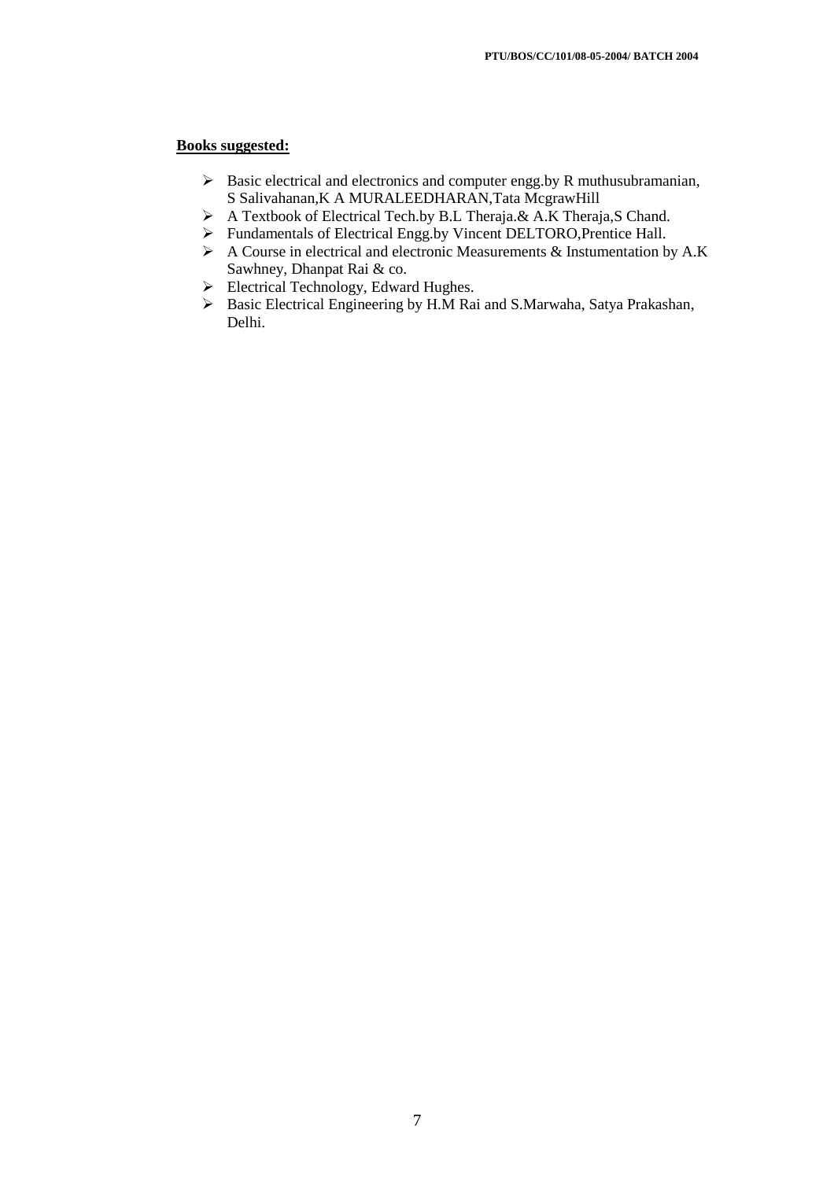**Books suggested:**

- Basic electrical and electronics and computer engg.by R muthusubramanian, S Salivahanan,K A MURALEEDHARAN,Tata McgrawHill
- A Textbook of Electrical Tech.by B.L Theraja.& A.K Theraja,S Chand.
- Fundamentals of Electrical Engg.by Vincent DELTORO,Prentice Hall.
- A Course in electrical and electronic Measurements & Instumentation by A.K Sawhney, Dhanpat Rai & co.
- Electrical Technology, Edward Hughes.
- Basic Electrical Engineering by H.M Rai and S.Marwaha, Satya Prakashan, Delhi.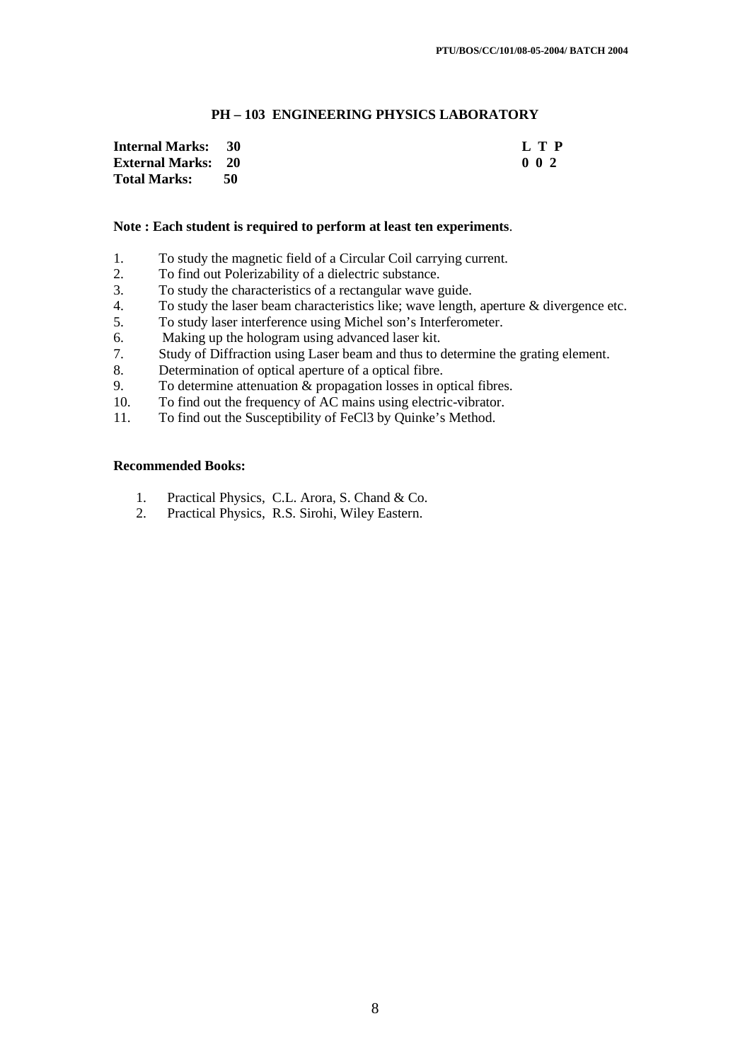## PH – 103 ENGINEERING PHYSICS LABORATORY

| | | |
|---|---|---|
| **Internal Marks:** | **30** | **L T P** |
| **External Marks:** | **20** | **0 0 2** |
| **Total Marks:** | **50** | |

**Note : Each student is required to perform at least ten experiments**.

1. To study the magnetic field of a Circular Coil carrying current.
2. To find out Polerizability of a dielectric substance.
3. To study the characteristics of a rectangular wave guide.
4. To study the laser beam characteristics like; wave length, aperture & divergence etc.
5. To study laser interference using Michel son's Interferometer.
6. Making up the hologram using advanced laser kit.
7. Study of Diffraction using Laser beam and thus to determine the grating element.
8. Determination of optical aperture of a optical fibre.
9. To determine attenuation & propagation losses in optical fibres.
10. To find out the frequency of AC mains using electric-vibrator.
11. To find out the Susceptibility of $FeCl_3$ by Quinke's Method.

**Recommended Books:**

1. Practical Physics, C.L. Arora, S. Chand & Co.
2. Practical Physics, R.S. Sirohi, Wiley Eastern.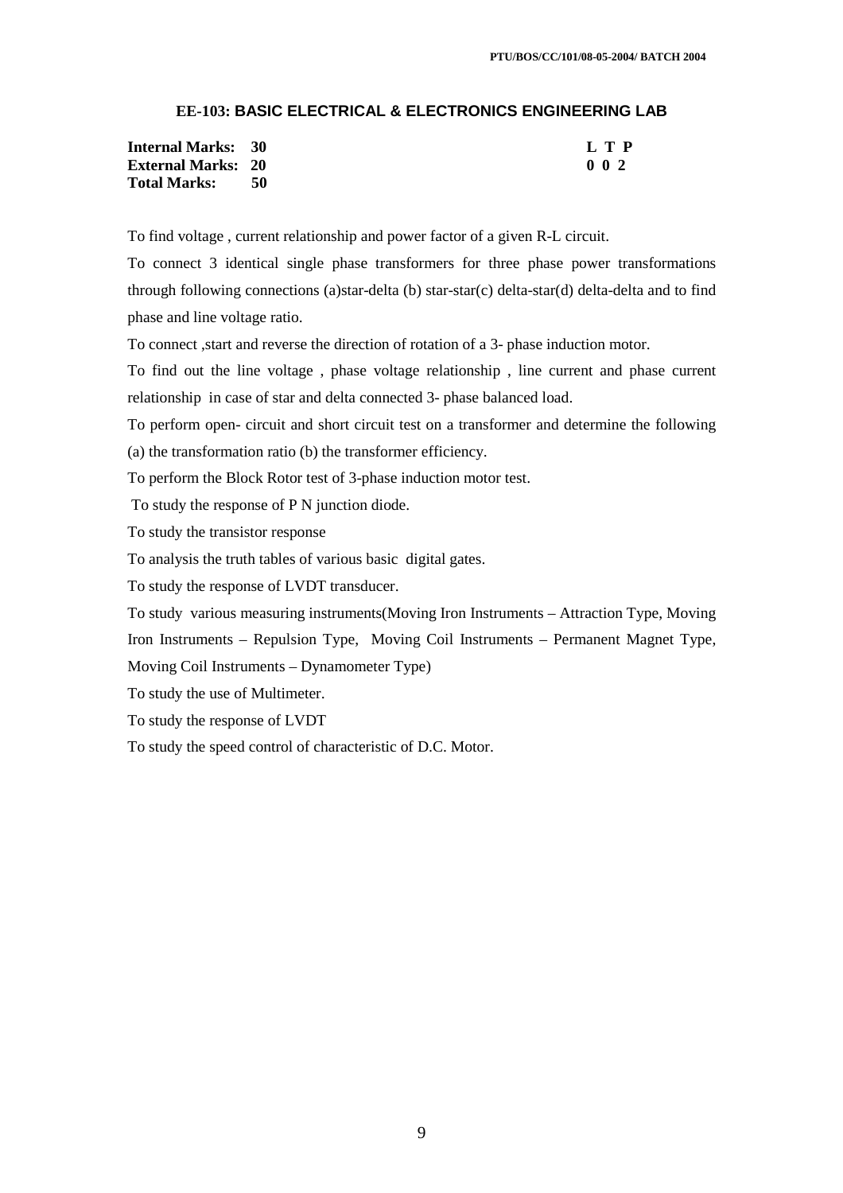## EE-103: BASIC ELECTRICAL & ELECTRONICS ENGINEERING LAB

| | | | L T P |
|---|---|---|---|
| **Internal Marks:** | **30** | | **0 0 2** |
| **External Marks:** | **20** | | |
| **Total Marks:** | **50** | | |

To find voltage , current relationship and power factor of a given R-L circuit.

To connect 3 identical single phase transformers for three phase power transformations through following connections (a)star-delta (b) star-star(c) delta-star(d) delta-delta and to find phase and line voltage ratio.

To connect ,start and reverse the direction of rotation of a 3- phase induction motor.

To find out the line voltage , phase voltage relationship , line current and phase current relationship in case of star and delta connected 3- phase balanced load.

To perform open- circuit and short circuit test on a transformer and determine the following (a) the transformation ratio (b) the transformer efficiency.

To perform the Block Rotor test of 3-phase induction motor test.

To study the response of P N junction diode.

To study the transistor response

To analysis the truth tables of various basic digital gates.

To study the response of LVDT transducer.

To study various measuring instruments(Moving Iron Instruments – Attraction Type, Moving Iron Instruments – Repulsion Type, Moving Coil Instruments – Permanent Magnet Type, Moving Coil Instruments – Dynamometer Type)

To study the use of Multimeter.

To study the response of LVDT

To study the speed control of characteristic of D.C. Motor.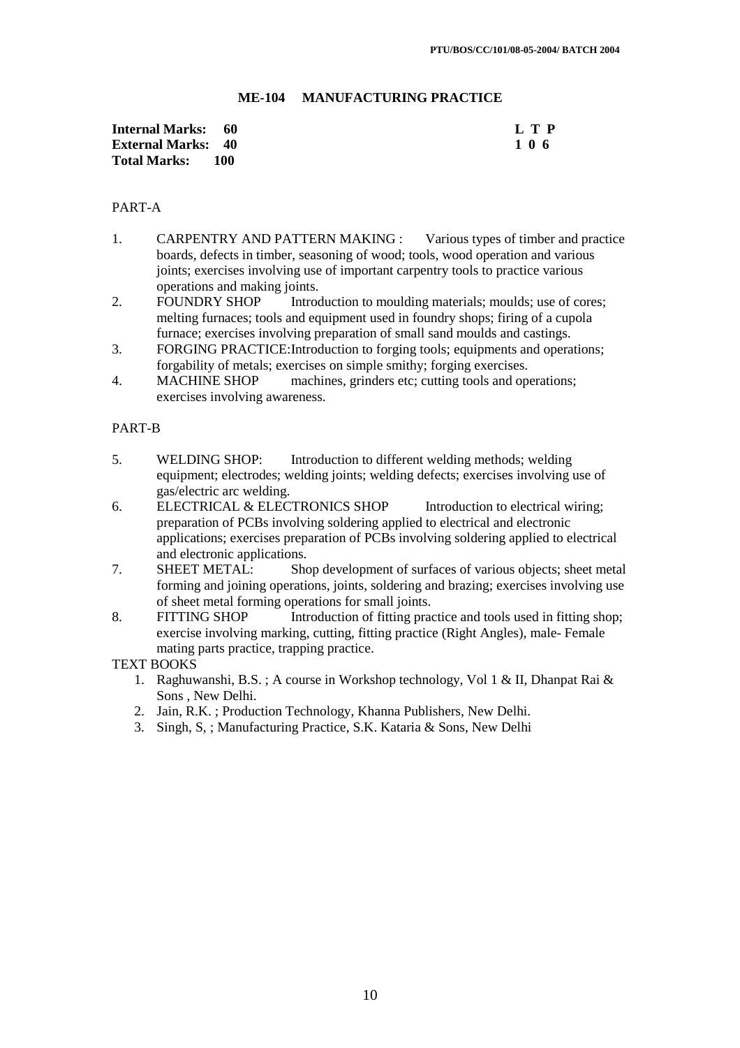## ME-104 MANUFACTURING PRACTICE

| | | |
|---|---|---|
| **Internal Marks: 60** | | **L T P** |
| **External Marks: 40** | | **1 0 6** |
| **Total Marks: 100** | | |

PART-A

1. CARPENTRY AND PATTERN MAKING : Various types of timber and practice boards, defects in timber, seasoning of wood; tools, wood operation and various joints; exercises involving use of important carpentry tools to practice various operations and making joints.
2. FOUNDRY SHOP Introduction to moulding materials; moulds; use of cores; melting furnaces; tools and equipment used in foundry shops; firing of a cupola furnace; exercises involving preparation of small sand moulds and castings.
3. FORGING PRACTICE:Introduction to forging tools; equipments and operations; forgability of metals; exercises on simple smithy; forging exercises.
4. MACHINE SHOP machines, grinders etc; cutting tools and operations; exercises involving awareness.

PART-B

5. WELDING SHOP: Introduction to different welding methods; welding equipment; electrodes; welding joints; welding defects; exercises involving use of gas/electric arc welding.
6. ELECTRICAL & ELECTRONICS SHOP Introduction to electrical wiring; preparation of PCBs involving soldering applied to electrical and electronic applications; exercises preparation of PCBs involving soldering applied to electrical and electronic applications.
7. SHEET METAL: Shop development of surfaces of various objects; sheet metal forming and joining operations, joints, soldering and brazing; exercises involving use of sheet metal forming operations for small joints.
8. FITTING SHOP Introduction of fitting practice and tools used in fitting shop; exercise involving marking, cutting, fitting practice (Right Angles), male- Female mating parts practice, trapping practice.

TEXT BOOKS

1. Raghuwanshi, B.S. ; A course in Workshop technology, Vol 1 & II, Dhanpat Rai & Sons , New Delhi.
2. Jain, R.K. ; Production Technology, Khanna Publishers, New Delhi.
3. Singh, S, ; Manufacturing Practice, S.K. Kataria & Sons, New Delhi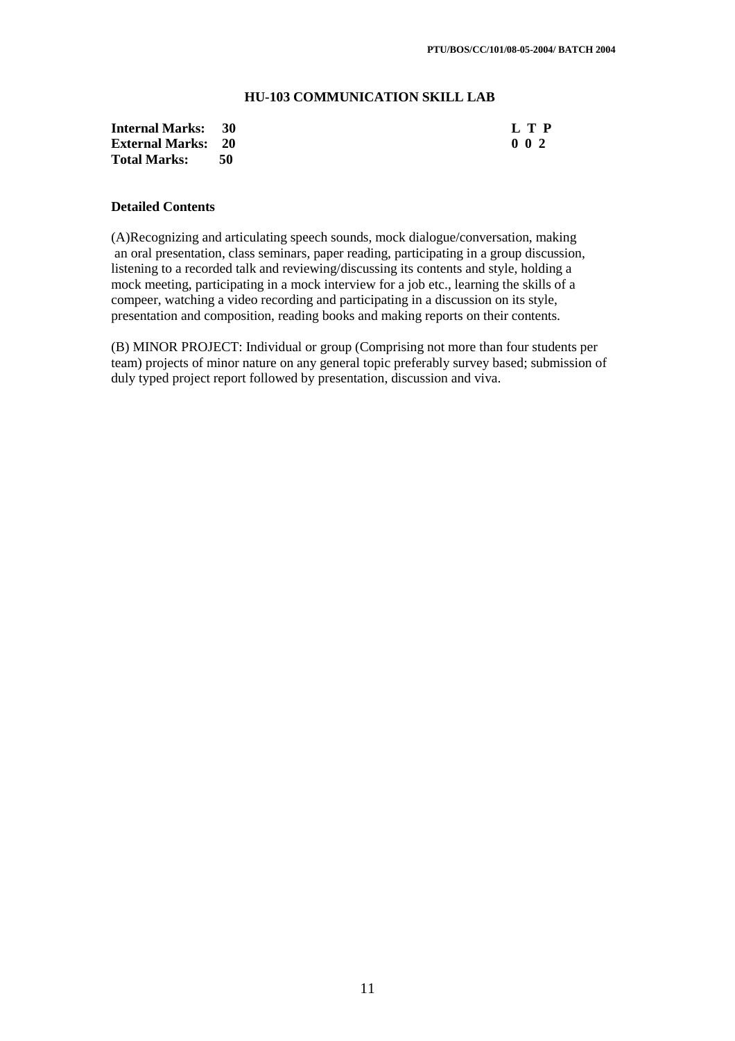## HU-103 COMMUNICATION SKILL LAB

| | | | |
|---|---|---|---|
| **Internal Marks:** | **30** | | **L T P** |
| **External Marks:** | **20** | | **0 0 2** |
| **Total Marks:** | **50** | | |

### Detailed Contents

(A)Recognizing and articulating speech sounds, mock dialogue/conversation, making an oral presentation, class seminars, paper reading, participating in a group discussion, listening to a recorded talk and reviewing/discussing its contents and style, holding a mock meeting, participating in a mock interview for a job etc., learning the skills of a compeer, watching a video recording and participating in a discussion on its style, presentation and composition, reading books and making reports on their contents.

(B) MINOR PROJECT: Individual or group (Comprising not more than four students per team) projects of minor nature on any general topic preferably survey based; submission of duly typed project report followed by presentation, discussion and viva.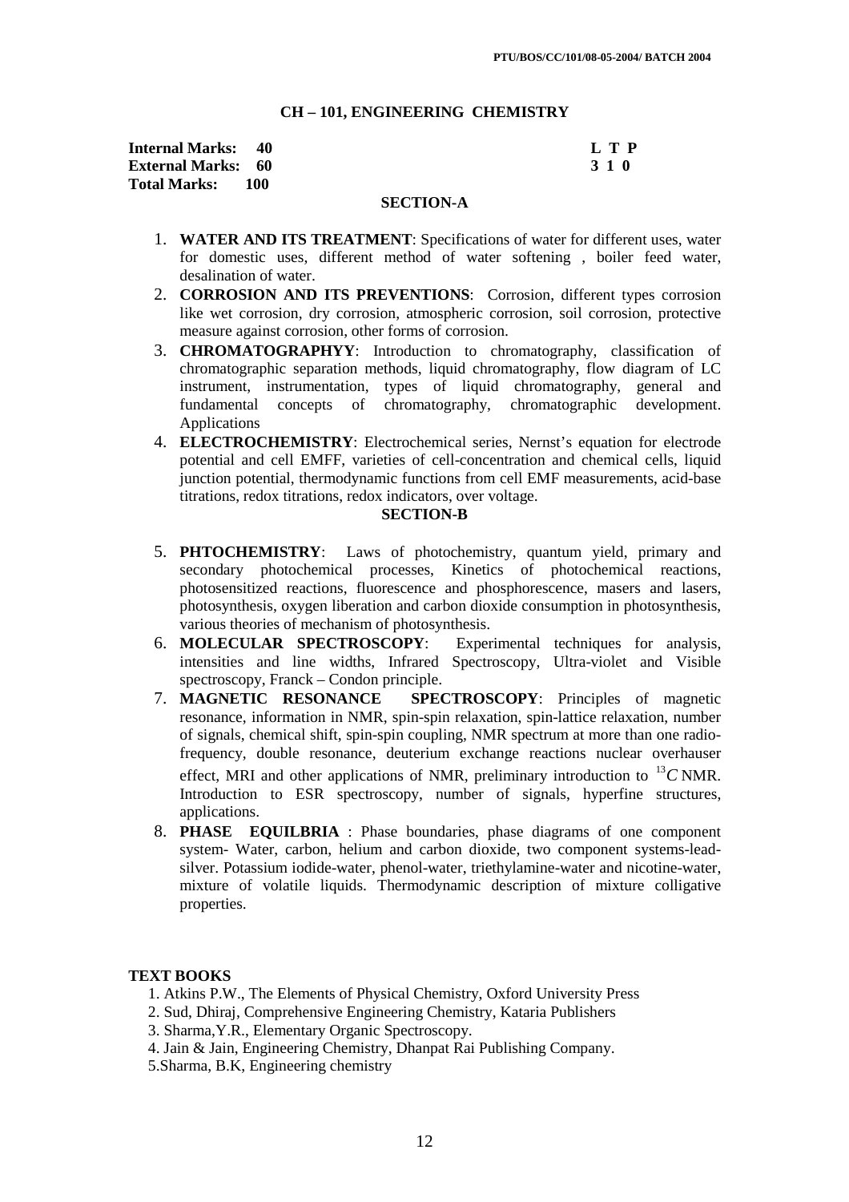PTU/BOS/CC/101/08-05-2004/ BATCH 2004

## CH – 101, ENGINEERING CHEMISTRY

| | | |
|---|---|---|
| **Internal Marks:** | **40** | **L T P** |
| **External Marks:** | **60** | **3 1 0** |
| **Total Marks:** | **100** | |

### SECTION-A

1. **WATER AND ITS TREATMENT**: Specifications of water for different uses, water for domestic uses, different method of water softening , boiler feed water, desalination of water.
2. **CORROSION AND ITS PREVENTIONS**: Corrosion, different types corrosion like wet corrosion, dry corrosion, atmospheric corrosion, soil corrosion, protective measure against corrosion, other forms of corrosion.
3. **CHROMATOGRAPHYY**: Introduction to chromatography, classification of chromatographic separation methods, liquid chromatography, flow diagram of LC instrument, instrumentation, types of liquid chromatography, general and fundamental concepts of chromatography, chromatographic development. Applications
4. **ELECTROCHEMISTRY**: Electrochemical series, Nernst's equation for electrode potential and cell EMFF, varieties of cell-concentration and chemical cells, liquid junction potential, thermodynamic functions from cell EMF measurements, acid-base titrations, redox titrations, redox indicators, over voltage.

### SECTION-B

5. **PHTOCHEMISTRY**: Laws of photochemistry, quantum yield, primary and secondary photochemical processes, Kinetics of photochemical reactions, photosensitized reactions, fluorescence and phosphorescence, masers and lasers, photosynthesis, oxygen liberation and carbon dioxide consumption in photosynthesis, various theories of mechanism of photosynthesis.
6. **MOLECULAR SPECTROSCOPY**: Experimental techniques for analysis, intensities and line widths, Infrared Spectroscopy, Ultra-violet and Visible spectroscopy, Franck – Condon principle.
7. **MAGNETIC RESONANCE SPECTROSCOPY**: Principles of magnetic resonance, information in NMR, spin-spin relaxation, spin-lattice relaxation, number of signals, chemical shift, spin-spin coupling, NMR spectrum at more than one radio-frequency, double resonance, deuterium exchange reactions nuclear overhauser effect, MRI and other applications of NMR, preliminary introduction to $^{13}C$ NMR. Introduction to ESR spectroscopy, number of signals, hyperfine structures, applications.
8. **PHASE EQUILBRIA** : Phase boundaries, phase diagrams of one component system- Water, carbon, helium and carbon dioxide, two component systems-lead-silver. Potassium iodide-water, phenol-water, triethylamine-water and nicotine-water, mixture of volatile liquids. Thermodynamic description of mixture colligative properties.

### TEXT BOOKS

1. Atkins P.W., The Elements of Physical Chemistry, Oxford University Press
2. Sud, Dhiraj, Comprehensive Engineering Chemistry, Kataria Publishers
3. Sharma,Y.R., Elementary Organic Spectroscopy.
4. Jain & Jain, Engineering Chemistry, Dhanpat Rai Publishing Company.
5. Sharma, B.K, Engineering chemistry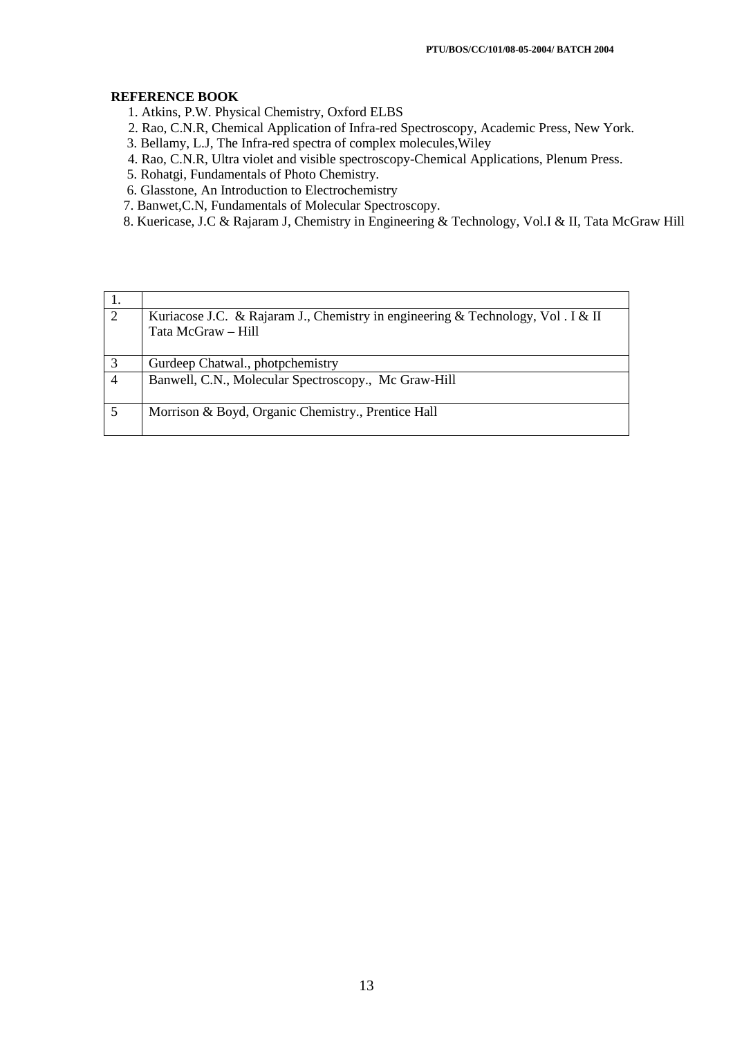**REFERENCE BOOK**

1. Atkins, P.W. Physical Chemistry, Oxford ELBS
2. Rao, C.N.R, Chemical Application of Infra-red Spectroscopy, Academic Press, New York.
3. Bellamy, L.J, The Infra-red spectra of complex molecules,Wiley
4. Rao, C.N.R, Ultra violet and visible spectroscopy-Chemical Applications, Plenum Press.
5. Rohatgi, Fundamentals of Photo Chemistry.
6. Glasstone, An Introduction to Electrochemistry
7. Banwet,C.N, Fundamentals of Molecular Spectroscopy.
8. Kuericase, J.C & Rajaram J, Chemistry in Engineering & Technology, Vol.I & II, Tata McGraw Hill

| 1. | |
|---|---|
| 2 | Kuriacose J.C. & Rajaram J., Chemistry in engineering & Technology, Vol . I & II Tata McGraw – Hill |
| 3 | Gurdeep Chatwal., photpchemistry |
| 4 | Banwell, C.N., Molecular Spectroscopy., Mc Graw-Hill |
| 5 | Morrison & Boyd, Organic Chemistry., Prentice Hall |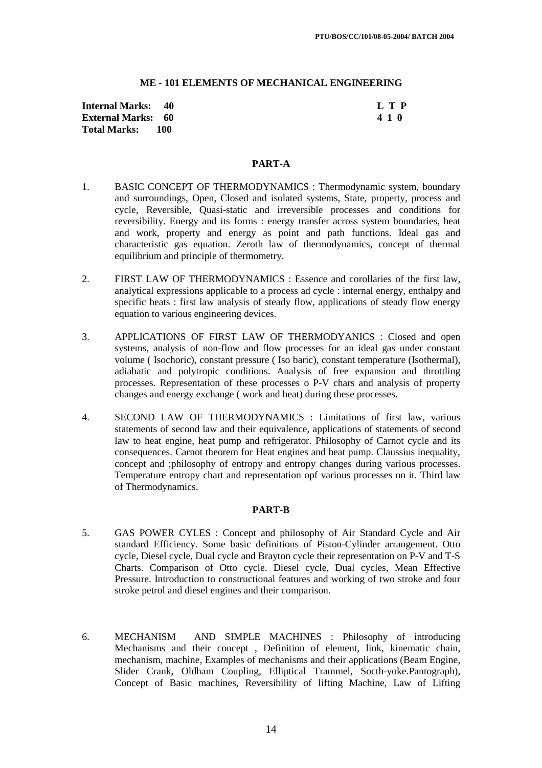## ME - 101 ELEMENTS OF MECHANICAL ENGINEERING

| | |
|---|---|
| **Internal Marks: 40** | **L T P** |
| **External Marks: 60** | **4 1 0** |
| **Total Marks: 100** | |

### PART-A

1. BASIC CONCEPT OF THERMODYNAMICS : Thermodynamic system, boundary and surroundings, Open, Closed and isolated systems, State, property, process and cycle, Reversible, Quasi-static and irreversible processes and conditions for reversibility. Energy and its forms : energy transfer across system boundaries, heat and work, property and energy as point and path functions. Ideal gas and characteristic gas equation. Zeroth law of thermodynamics, concept of thermal equilibrium and principle of thermometry.

2. FIRST LAW OF THERMODYNAMICS : Essence and corollaries of the first law, analytical expressions applicable to a process ad cycle : internal energy, enthalpy and specific heats : first law analysis of steady flow, applications of steady flow energy equation to various engineering devices.

3. APPLICATIONS OF FIRST LAW OF THERMODYANICS : Closed and open systems, analysis of non-flow and flow processes for an ideal gas under constant volume ( Isochoric), constant pressure ( Iso baric), constant temperature (Isothermal), adiabatic and polytropic conditions. Analysis of free expansion and throttling processes. Representation of these processes o P-V chars and analysis of property changes and energy exchange ( work and heat) during these processes.

4. SECOND LAW OF THERMODYNAMICS : Limitations of first law, various statements of second law and their equivalence, applications of statements of second law to heat engine, heat pump and refrigerator. Philosophy of Carnot cycle and its consequences. Carnot theorem for Heat engines and heat pump. Claussius inequality, concept and ;philosophy of entropy and entropy changes during various processes. Temperature entropy chart and representation opf various processes on it. Third law of Thermodynamics.

### PART-B

5. GAS POWER CYLES : Concept and philosophy of Air Standard Cycle and Air standard Efficiency. Some basic definitions of Piston-Cylinder arrangement. Otto cycle, Diesel cycle, Dual cycle and Brayton cycle their representation on P-V and T-S Charts. Comparison of Otto cycle. Diesel cycle, Dual cycles, Mean Effective Pressure. Introduction to constructional features and working of two stroke and four stroke petrol and diesel engines and their comparison.

6. MECHANISM AND SIMPLE MACHINES : Philosophy of introducing Mechanisms and their concept , Definition of element, link, kinematic chain, mechanism, machine, Examples of mechanisms and their applications (Beam Engine, Slider Crank, Oldham Coupling, Elliptical Trammel, Socth-yoke.Pantograph), Concept of Basic machines, Reversibility of lifting Machine, Law of Lifting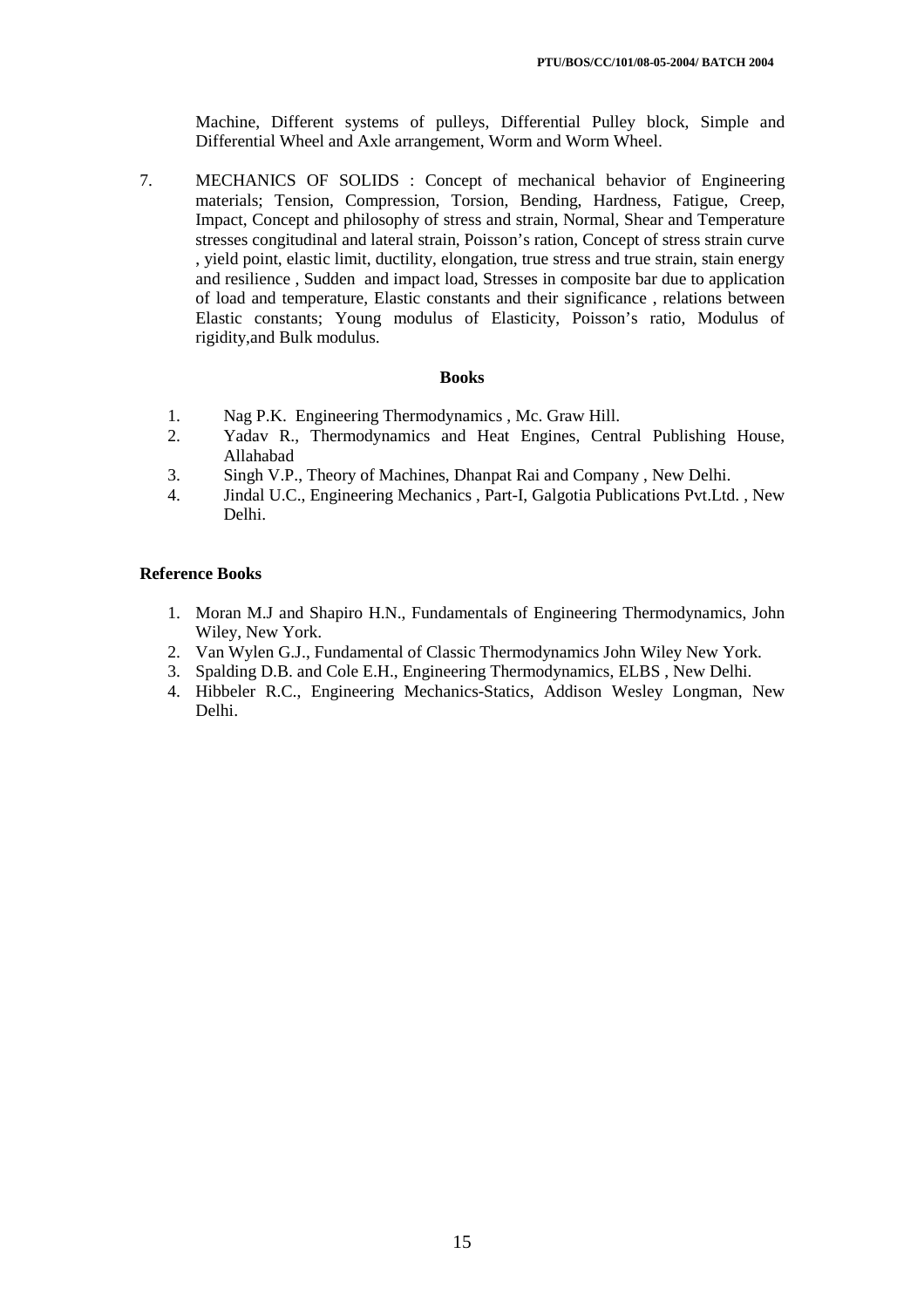Machine, Different systems of pulleys, Differential Pulley block, Simple and Differential Wheel and Axle arrangement, Worm and Worm Wheel.

7. MECHANICS OF SOLIDS : Concept of mechanical behavior of Engineering materials; Tension, Compression, Torsion, Bending, Hardness, Fatigue, Creep, Impact, Concept and philosophy of stress and strain, Normal, Shear and Temperature stresses congitudinal and lateral strain, Poisson's ration, Concept of stress strain curve , yield point, elastic limit, ductility, elongation, true stress and true strain, stain energy and resilience , Sudden and impact load, Stresses in composite bar due to application of load and temperature, Elastic constants and their significance , relations between Elastic constants; Young modulus of Elasticity, Poisson's ratio, Modulus of rigidity,and Bulk modulus.

**Books**

1. Nag P.K. Engineering Thermodynamics , Mc. Graw Hill.
2. Yadav R., Thermodynamics and Heat Engines, Central Publishing House, Allahabad
3. Singh V.P., Theory of Machines, Dhanpat Rai and Company , New Delhi.
4. Jindal U.C., Engineering Mechanics , Part-I, Galgotia Publications Pvt.Ltd. , New Delhi.

**Reference Books**

1. Moran M.J and Shapiro H.N., Fundamentals of Engineering Thermodynamics, John Wiley, New York.
2. Van Wylen G.J., Fundamental of Classic Thermodynamics John Wiley New York.
3. Spalding D.B. and Cole E.H., Engineering Thermodynamics, ELBS , New Delhi.
4. Hibbeler R.C., Engineering Mechanics-Statics, Addison Wesley Longman, New Delhi.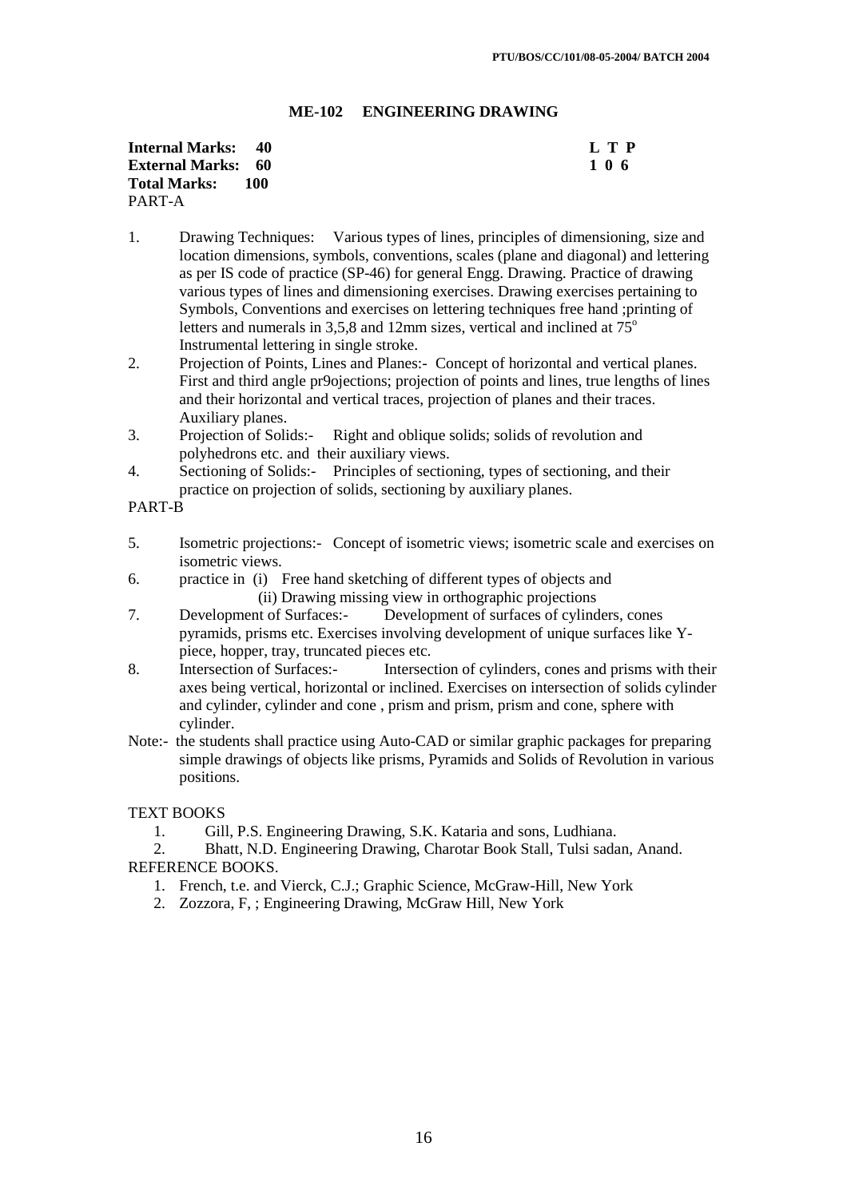## ME-102 ENGINEERING DRAWING

**Internal Marks: 40** **L T P**
**External Marks: 60** **1 0 6**
**Total Marks: 100**

PART-A

1. Drawing Techniques: Various types of lines, principles of dimensioning, size and location dimensions, symbols, conventions, scales (plane and diagonal) and lettering as per IS code of practice (SP-46) for general Engg. Drawing. Practice of drawing various types of lines and dimensioning exercises. Drawing exercises pertaining to Symbols, Conventions and exercises on lettering techniques free hand ;printing of letters and numerals in 3,5,8 and 12mm sizes, vertical and inclined at 75$^o$ Instrumental lettering in single stroke.
2. Projection of Points, Lines and Planes:- Concept of horizontal and vertical planes. First and third angle pr9ojections; projection of points and lines, true lengths of lines and their horizontal and vertical traces, projection of planes and their traces. Auxiliary planes.
3. Projection of Solids:- Right and oblique solids; solids of revolution and polyhedrons etc. and their auxiliary views.
4. Sectioning of Solids:- Principles of sectioning, types of sectioning, and their practice on projection of solids, sectioning by auxiliary planes.

PART-B

5. Isometric projections:- Concept of isometric views; isometric scale and exercises on isometric views.
6. practice in (i) Free hand sketching of different types of objects and
   (ii) Drawing missing view in orthographic projections
7. Development of Surfaces:- Development of surfaces of cylinders, cones pyramids, prisms etc. Exercises involving development of unique surfaces like Y-piece, hopper, tray, truncated pieces etc.
8. Intersection of Surfaces:- Intersection of cylinders, cones and prisms with their axes being vertical, horizontal or inclined. Exercises on intersection of solids cylinder and cylinder, cylinder and cone , prism and prism, prism and cone, sphere with cylinder.

Note:- the students shall practice using Auto-CAD or similar graphic packages for preparing simple drawings of objects like prisms, Pyramids and Solids of Revolution in various positions.

TEXT BOOKS

1. Gill, P.S. Engineering Drawing, S.K. Kataria and sons, Ludhiana.
2. Bhatt, N.D. Engineering Drawing, Charotar Book Stall, Tulsi sadan, Anand.

REFERENCE BOOKS.

1. French, t.e. and Vierck, C.J.; Graphic Science, McGraw-Hill, New York
2. Zozzora, F, ; Engineering Drawing, McGraw Hill, New York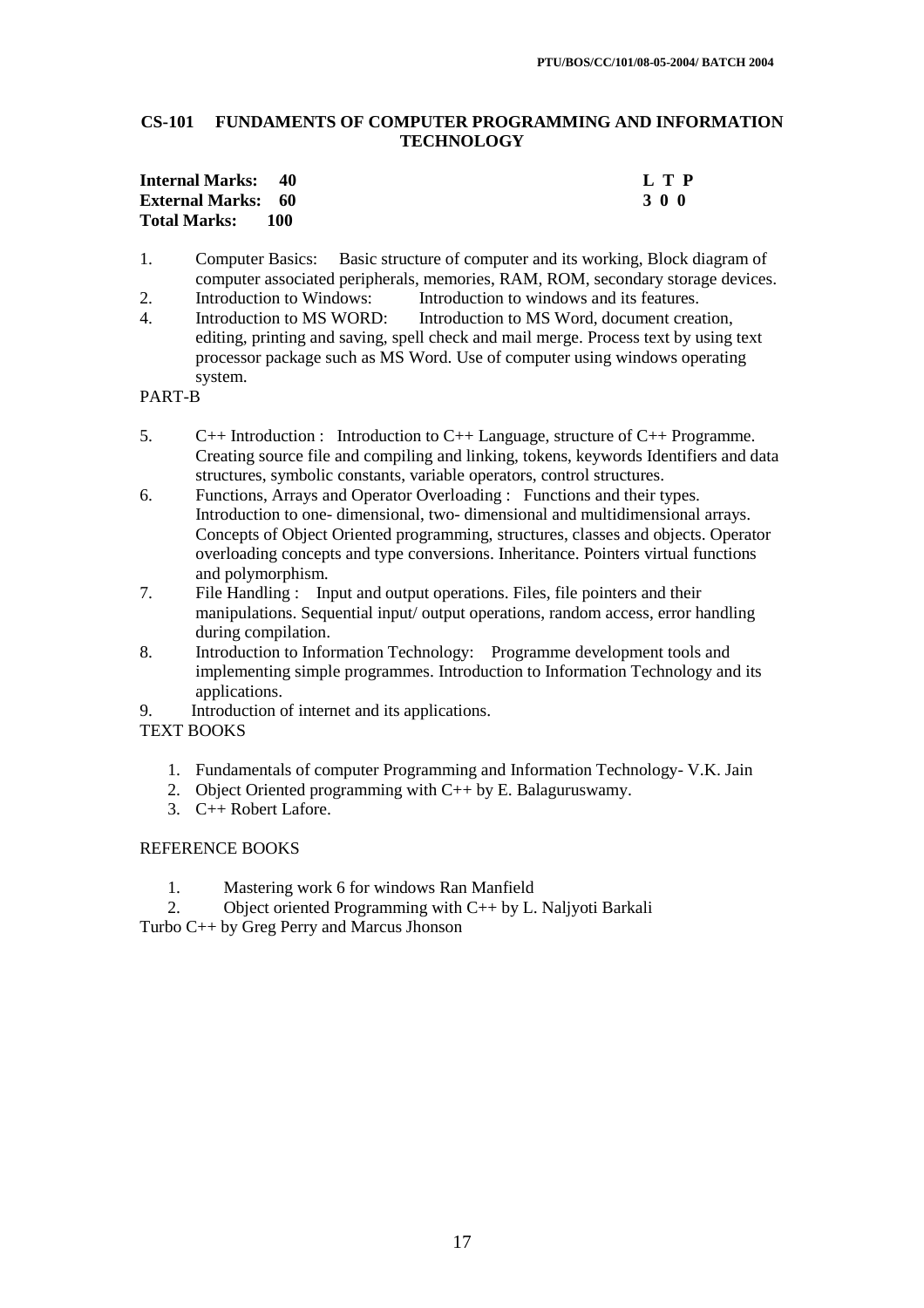## CS-101 FUNDAMENTS OF COMPUTER PROGRAMMING AND INFORMATION TECHNOLOGY

**Internal Marks: 40** &nbsp;&nbsp;&nbsp;&nbsp;&nbsp;&nbsp;&nbsp;&nbsp;&nbsp;&nbsp;&nbsp;&nbsp;&nbsp;&nbsp;&nbsp;&nbsp;&nbsp;&nbsp;&nbsp;&nbsp;&nbsp;&nbsp;&nbsp;&nbsp;&nbsp;&nbsp;&nbsp;&nbsp; **L T P**
**External Marks: 60** &nbsp;&nbsp;&nbsp;&nbsp;&nbsp;&nbsp;&nbsp;&nbsp;&nbsp;&nbsp;&nbsp;&nbsp;&nbsp;&nbsp;&nbsp;&nbsp;&nbsp;&nbsp;&nbsp;&nbsp;&nbsp;&nbsp;&nbsp;&nbsp;&nbsp;&nbsp; **3 0 0**
**Total Marks: 100**

1. Computer Basics: Basic structure of computer and its working, Block diagram of computer associated peripherals, memories, RAM, ROM, secondary storage devices.
2. Introduction to Windows: Introduction to windows and its features.
4. Introduction to MS WORD: Introduction to MS Word, document creation, editing, printing and saving, spell check and mail merge. Process text by using text processor package such as MS Word. Use of computer using windows operating system.

PART-B

5. C++ Introduction : Introduction to C++ Language, structure of C++ Programme. Creating source file and compiling and linking, tokens, keywords Identifiers and data structures, symbolic constants, variable operators, control structures.
6. Functions, Arrays and Operator Overloading : Functions and their types. Introduction to one- dimensional, two- dimensional and multidimensional arrays. Concepts of Object Oriented programming, structures, classes and objects. Operator overloading concepts and type conversions. Inheritance. Pointers virtual functions and polymorphism.
7. File Handling : Input and output operations. Files, file pointers and their manipulations. Sequential input/ output operations, random access, error handling during compilation.
8. Introduction to Information Technology: Programme development tools and implementing simple programmes. Introduction to Information Technology and its applications.
9. Introduction of internet and its applications.

TEXT BOOKS

1. Fundamentals of computer Programming and Information Technology- V.K. Jain
2. Object Oriented programming with C++ by E. Balaguruswamy.
3. C++ Robert Lafore.

REFERENCE BOOKS

1. Mastering work 6 for windows Ran Manfield
2. Object oriented Programming with C++ by L. Naljyoti Barkali

Turbo C++ by Greg Perry and Marcus Jhonson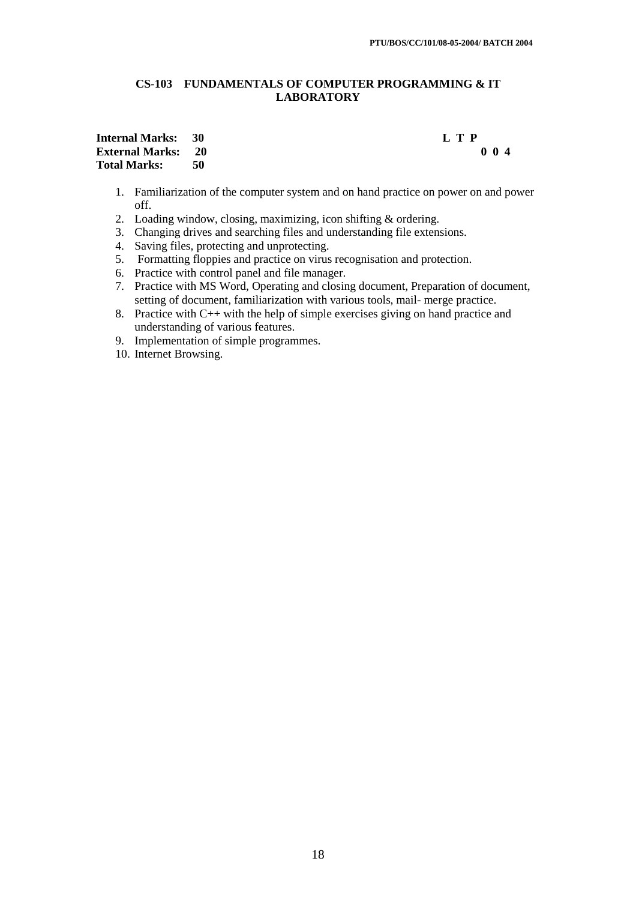## CS-103 FUNDAMENTALS OF COMPUTER PROGRAMMING & IT LABORATORY

| | | |
|---|---|---|
| **Internal Marks:** | **30** | **L T P** |
| **External Marks:** | **20** | **0 0 4** |
| **Total Marks:** | **50** | |

1. Familiarization of the computer system and on hand practice on power on and power off.
2. Loading window, closing, maximizing, icon shifting & ordering.
3. Changing drives and searching files and understanding file extensions.
4. Saving files, protecting and unprotecting.
5. Formatting floppies and practice on virus recognisation and protection.
6. Practice with control panel and file manager.
7. Practice with MS Word, Operating and closing document, Preparation of document, setting of document, familiarization with various tools, mail- merge practice.
8. Practice with C++ with the help of simple exercises giving on hand practice and understanding of various features.
9. Implementation of simple programmes.
10. Internet Browsing.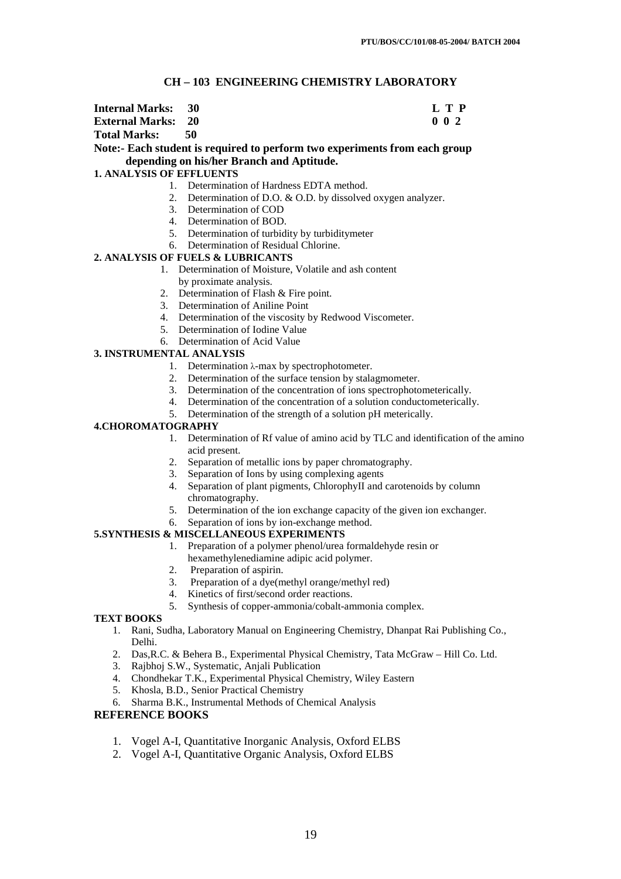# CH – 103 ENGINEERING CHEMISTRY LABORATORY

**Internal Marks: 30** **L T P**
**External Marks: 20** **0 0 2**
**Total Marks: 50**

**Note:- Each student is required to perform two experiments from each group depending on his/her Branch and Aptitude.**

**1. ANALYSIS OF EFFLUENTS**

1. Determination of Hardness EDTA method.
2. Determination of D.O. & O.D. by dissolved oxygen analyzer.
3. Determination of COD
4. Determination of BOD.
5. Determination of turbidity by turbiditymeter
6. Determination of Residual Chlorine.

**2. ANALYSIS OF FUELS & LUBRICANTS**

1. Determination of Moisture, Volatile and ash content by proximate analysis.
2. Determination of Flash & Fire point.
3. Determination of Aniline Point
4. Determination of the viscosity by Redwood Viscometer.
5. Determination of Iodine Value
6. Determination of Acid Value

**3. INSTRUMENTAL ANALYSIS**

1. Determination $\lambda$-max by spectrophotometer.
2. Determination of the surface tension by stalagmometer.
3. Determination of the concentration of ions spectrophotometerically.
4. Determination of the concentration of a solution conductometerically.
5. Determination of the strength of a solution pH meterically.

**4.CHOROMATOGRAPHY**

1. Determination of Rf value of amino acid by TLC and identification of the amino acid present.
2. Separation of metallic ions by paper chromatography.
3. Separation of Ions by using complexing agents
4. Separation of plant pigments, ChlorophyII and carotenoids by column chromatography.
5. Determination of the ion exchange capacity of the given ion exchanger.
6. Separation of ions by ion-exchange method.

**5.SYNTHESIS & MISCELLANEOUS EXPERIMENTS**

1. Preparation of a polymer phenol/urea formaldehyde resin or hexamethylenediamine adipic acid polymer.
2. Preparation of aspirin.
3. Preparation of a dye(methyl orange/methyl red)
4. Kinetics of first/second order reactions.
5. Synthesis of copper-ammonia/cobalt-ammonia complex.

**TEXT BOOKS**

1. Rani, Sudha, Laboratory Manual on Engineering Chemistry, Dhanpat Rai Publishing Co., Delhi.
2. Das,R.C. & Behera B., Experimental Physical Chemistry, Tata McGraw – Hill Co. Ltd.
3. Rajbhoj S.W., Systematic, Anjali Publication
4. Chondhekar T.K., Experimental Physical Chemistry, Wiley Eastern
5. Khosla, B.D., Senior Practical Chemistry
6. Sharma B.K., Instrumental Methods of Chemical Analysis

**REFERENCE BOOKS**

1. Vogel A-I, Quantitative Inorganic Analysis, Oxford ELBS
2. Vogel A-I, Quantitative Organic Analysis, Oxford ELBS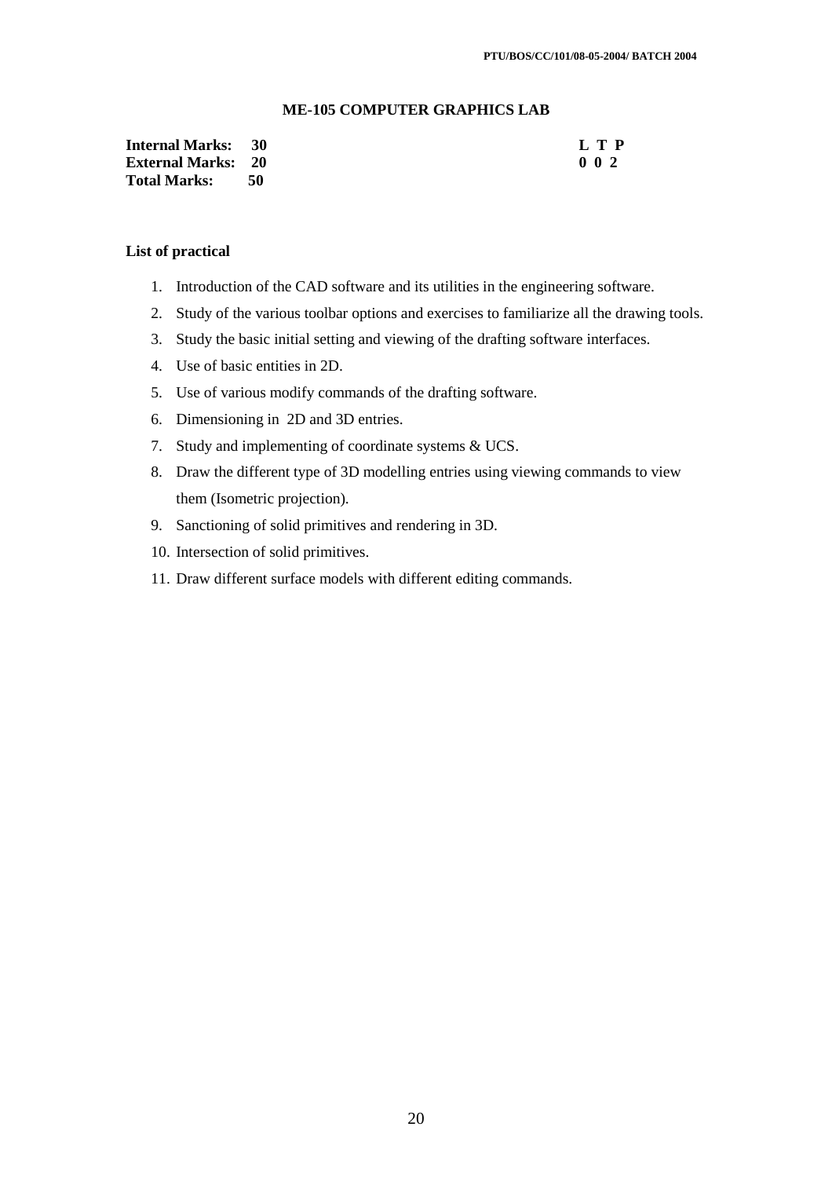## ME-105 COMPUTER GRAPHICS LAB

| | | | |
|---|---|---|---|
| **Internal Marks:** | **30** | | **L T P** |
| **External Marks:** | **20** | | **0 0 2** |
| **Total Marks:** | **50** | | |

**List of practical**

1. Introduction of the CAD software and its utilities in the engineering software.
2. Study of the various toolbar options and exercises to familiarize all the drawing tools.
3. Study the basic initial setting and viewing of the drafting software interfaces.
4. Use of basic entities in 2D.
5. Use of various modify commands of the drafting software.
6. Dimensioning in 2D and 3D entries.
7. Study and implementing of coordinate systems & UCS.
8. Draw the different type of 3D modelling entries using viewing commands to view them (Isometric projection).
9. Sanctioning of solid primitives and rendering in 3D.
10. Intersection of solid primitives.
11. Draw different surface models with different editing commands.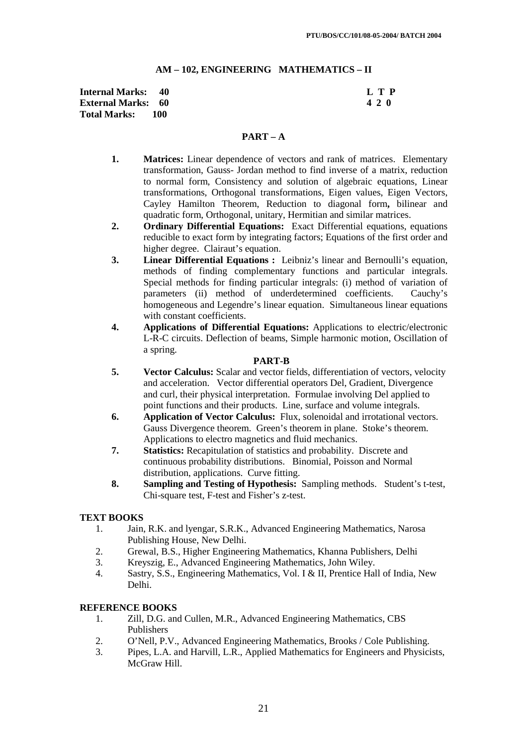## AM – 102, ENGINEERING MATHEMATICS – II

**Internal Marks: 40**
**External Marks: 60**
**Total Marks: 100**

**L T P**
**4 2 0**

### PART – A

1. **Matrices:** Linear dependence of vectors and rank of matrices. Elementary transformation, Gauss- Jordan method to find inverse of a matrix, reduction to normal form, Consistency and solution of algebraic equations, Linear transformations, Orthogonal transformations, Eigen values, Eigen Vectors, Cayley Hamilton Theorem, Reduction to diagonal form**,** bilinear and quadratic form, Orthogonal, unitary, Hermitian and similar matrices.
2. **Ordinary Differential Equations:** Exact Differential equations, equations reducible to exact form by integrating factors; Equations of the first order and higher degree. Clairaut's equation.
3. **Linear Differential Equations :** Leibniz's linear and Bernoulli's equation, methods of finding complementary functions and particular integrals. Special methods for finding particular integrals: (i) method of variation of parameters (ii) method of underdetermined coefficients. Cauchy's homogeneous and Legendre's linear equation. Simultaneous linear equations with constant coefficients.
4. **Applications of Differential Equations:** Applications to electric/electronic L-R-C circuits. Deflection of beams, Simple harmonic motion, Oscillation of a spring.

### PART-B

5. **Vector Calculus:** Scalar and vector fields, differentiation of vectors, velocity and acceleration. Vector differential operators Del, Gradient, Divergence and curl, their physical interpretation. Formulae involving Del applied to point functions and their products. Line, surface and volume integrals.
6. **Application of Vector Calculus:** Flux, solenoidal and irrotational vectors. Gauss Divergence theorem. Green's theorem in plane. Stoke's theorem. Applications to electro magnetics and fluid mechanics.
7. **Statistics:** Recapitulation of statistics and probability. Discrete and continuous probability distributions. Binomial, Poisson and Normal distribution, applications. Curve fitting.
8. **Sampling and Testing of Hypothesis:** Sampling methods. Student's t-test, Chi-square test, F-test and Fisher's z-test.

### TEXT BOOKS

1. Jain, R.K. and lyengar, S.R.K., Advanced Engineering Mathematics, Narosa Publishing House, New Delhi.
2. Grewal, B.S., Higher Engineering Mathematics, Khanna Publishers, Delhi
3. Kreyszig, E., Advanced Engineering Mathematics, John Wiley.
4. Sastry, S.S., Engineering Mathematics, Vol. I & II, Prentice Hall of India, New Delhi.

### REFERENCE BOOKS

1. Zill, D.G. and Cullen, M.R., Advanced Engineering Mathematics, CBS Publishers
2. O'Nell, P.V., Advanced Engineering Mathematics, Brooks / Cole Publishing.
3. Pipes, L.A. and Harvill, L.R., Applied Mathematics for Engineers and Physicists, McGraw Hill.